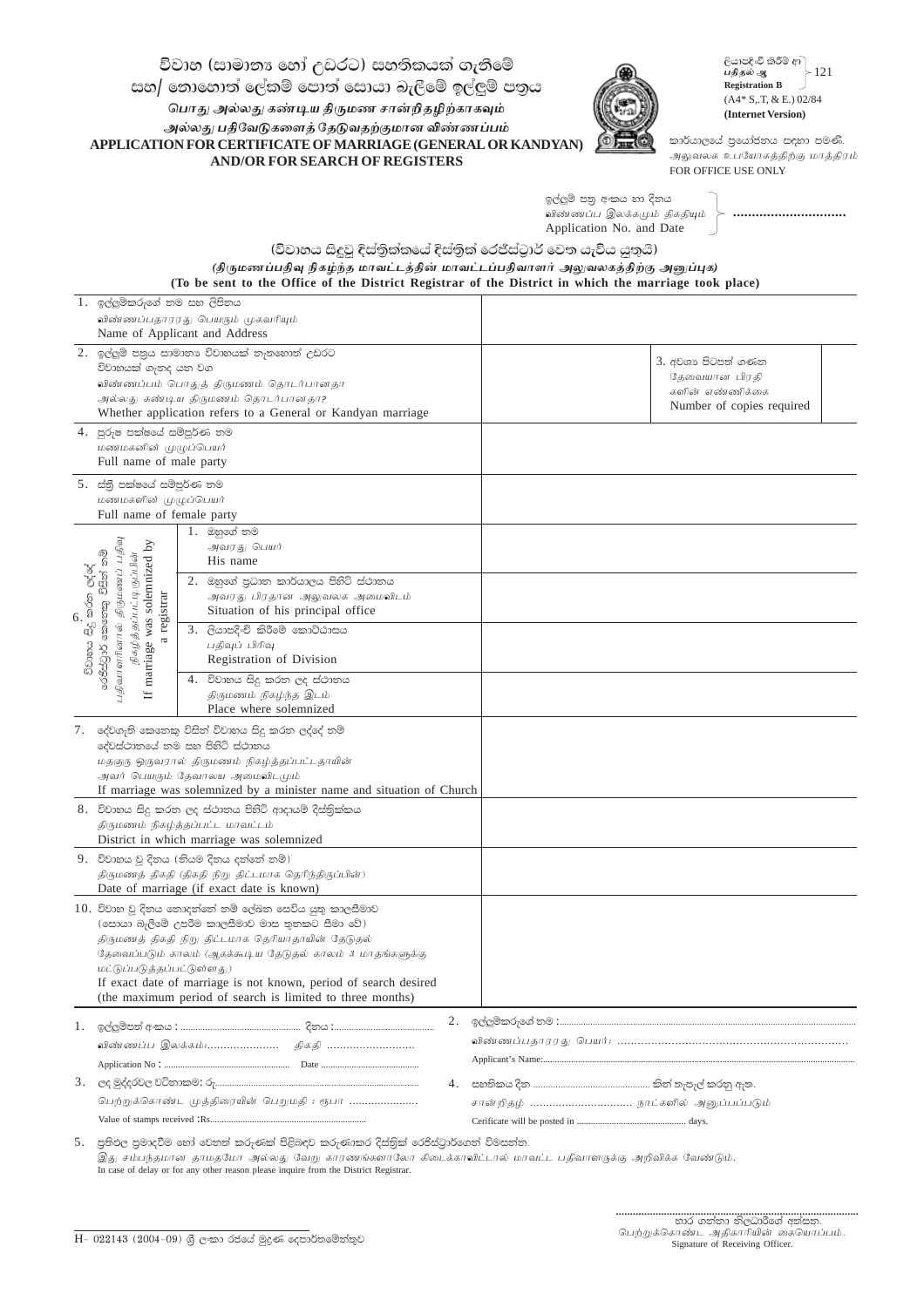# විවාහ (සාමාන්‍ය හෝ උඩරට) සහතිකයක් ගැනීමේ සහ/ නොහොත් ලේකම් පොත් සොයා බැලීමේ ඉල්ලුම් පත්‍රය

***பொது அல்லது கண்டிய திருமண சான்றிதழிற்காகவும் அல்லது பதிவேடுகளைத் தேடுவதற்குமான விண்ணப்பம்***

**APPLICATION FOR CERTIFICATE OF MARRIAGE (GENERAL OR KANDYAN) AND/OR FOR SEARCH OF REGISTERS**

ලියාපදිංචි කිරීම් ආ
**பதிவுத் ஆ**
**Registration B** — 121
(A4* S,.T, & E.) 02/84
**(Internet Version)**

කාර්යාලයේ ප්‍රයෝජනය සඳහා පමණි.
அலுவலக உபயோகத்திற்கு மாத்திரம்
FOR OFFICE USE ONLY

ඉල්ලුම් පත්‍ර අංකය හා දිනය
விண்ணப்ப இலக்கமும் திகதியும்
Application No. and Date ..............................

**(විවාහය සිදුවූ දිස්ත්‍රික්කයේ දිස්ත්‍රික් රෙජිස්ට්‍රාර් වෙත යැවිය යුතුයි)**

***(திருமணப்பதிவு நிகழ்ந்த மாவட்டத்தின் மாவட்டப்பதிவாளர் அலுவலகத்திற்கு அனுப்புக)***

**(To be sent to the Office of the District Registrar of the District in which the marriage took place)**

| | | | |
|---|---|---|---|
| 1. ඉල්ලුම්කරුගේ නම සහ ලිපිනය<br>*விண்ணப்பதாரரது பெயரும் முகவரியும்*<br>Name of Applicant and Address | | | |
| 2. ඉල්ලුම් පත්‍රය සාමාන්‍ය විවාහයක් නැතහොත් උඩරට විවාහයක් ගැනද යන වග<br>*விண்ணப்பம் பொதுத் திருமணம் தொடர்பானதா அல்லது கண்டிய திருமணம் தொடர்பானதா?*<br>Whether application refers to a General or Kandyan marriage | | 3. අවශ්‍ය පිටපත් ගණන<br>*தேவையான பிரதிகளின் எண்ணிக்கை*<br>Number of copies required | |
| 4. පුරුෂ පක්ෂයේ සම්පූර්ණ නම<br>*மணமகனின் முழுப்பெயர்*<br>Full name of male party | | | |
| 5. ස්ත්‍රී පක්ෂයේ සම්පූර්ණ නම<br>*மணமகளின் முழுப்பெயர்*<br>Full name of female party | | | |
| 6. විවාහය සිදු කරන ලද්දේ රෙජිස්ට්‍රාර් කෙනෙකු විසින් නම් / *பதிவாளரினால் திருமணப் பதிவு நிகழ்த்தப்பட்டிருப்பின்* / If marriage was solemnized by a registrar — 1. ඔහුගේ නම<br>*அவரது பெயர்*<br>His name | | | |
| 2. ඔහුගේ ප්‍රධාන කාර්යාලය පිහිටි ස්ථානය<br>*அவரது பிரதான அலுவலக அமைவிடம்*<br>Situation of his principal office | | | |
| 3. ලියාපදිංචි කිරීමේ කොට්ඨාසය<br>*பதிவுப் பிரிவு*<br>Registration of Division | | | |
| 4. විවාහය සිදු කරන ලද ස්ථානය<br>*திருமணம் நிகழ்ந்த இடம்*<br>Place where solemnized | | | |
| 7. දේවගැති කෙනෙකු විසින් විවාහය සිදු කරන ලද්දේ නම් දේවස්ථානයේ නම සහ පිහිටි ස්ථානය<br>*மதகுரு ஒருவரால் திருமணம் நிகழ்த்தப்பட்டதாயின் அவர் பெயரும் தேவாலய அமைவிடமும்*<br>If marriage was solemnized by a minister name and situation of Church | | | |
| 8. විවාහය සිදු කරන ලද ස්ථානය පිහිටි ආදායම් දිස්ත්‍රික්කය<br>*திருமணம் நிகழ்த்தப்பட்ட மாவட்டம்*<br>District in which marriage was solemnized | | | |
| 9. විවාහය වූ දිනය (නියම දිනය දන්නේ නම්)<br>*திருமணத் திகதி (திகதி நிறு திட்டமாக தெரிந்திருப்பின்)*<br>Date of marriage (if exact date is known) | | | |
| 10. විවාහ වූ දිනය නොදන්නේ නම් ලේඛන සෙවිය යුතු කාලසීමාව (සොයා බැලීමේ උපරිම කාලසීමාව මාස තුනකට සීමා වේ)<br>*திருமணத் திகதி நிறு திட்டமாக தெரியாதாயின் தேடுதல் தேவைப்படும் காலம் (ஆகக்கூடிய தேடுதல் காலம் 3 மாதங்களுக்கு மட்டுப்படுத்தப்பட்டுள்ளது)*<br>If exact date of marriage is not known, period of search desired (the maximum period of search is limited to three months) | | | |

1. ඉල්ලුම්පත් අංකය : ................................ දිනය :................................
*விண்ணப்ப இலக்கம்:.....................  திகதி ..........................*
Application No : ................................ Date ................................

2. ඉල්ලුම්කරුගේ නම :................................
*விண்ணப்பதாரரது பெயர்: ................................*
Applicant's Name:................................

3. ලද මුද්දරවල වටිනාකම: රු................................
*பெற்றுக்கொண்ட முத்திரையின் பெறுமதி : ரூபா .....................*
Value of stamps received :Rs................................

4. සහතිකය දින ................................ කින් තැපැල් කරනු ඇත.
*சான்றிதழ் ................................ நாட்களில் அனுப்பப்படும்*
Cerificate will be posted in ................................ days.

5. ප්‍රතිඵල ප්‍රමාදවීම හෝ වෙනත් කරුණක් පිළිබඳව කරුණාකර දිස්ත්‍රික් රෙජිස්ට්‍රාර්ගෙන් විමසන්න.
*இது சம்பந்தமான தாமதமோ அல்லது வேறு காரணங்களாலோ கிடைக்காவிட்டால் மாவட்ட பதிவாளருக்கு அறிவிக்க வேண்டும்.*
In case of delay or for any other reason please inquire from the District Registrar.

................................................
භාර ගන්නා නිලධාරීගේ අත්සන.
*பெற்றுக்கொண்ட அதிகாரியின் கையொப்பம்.*
Signature of Receiving Officer.

H- 022143 (2004-09) ශ්‍රී ලංකා රජයේ මුද්‍රණ දෙපාර්තමේන්තුව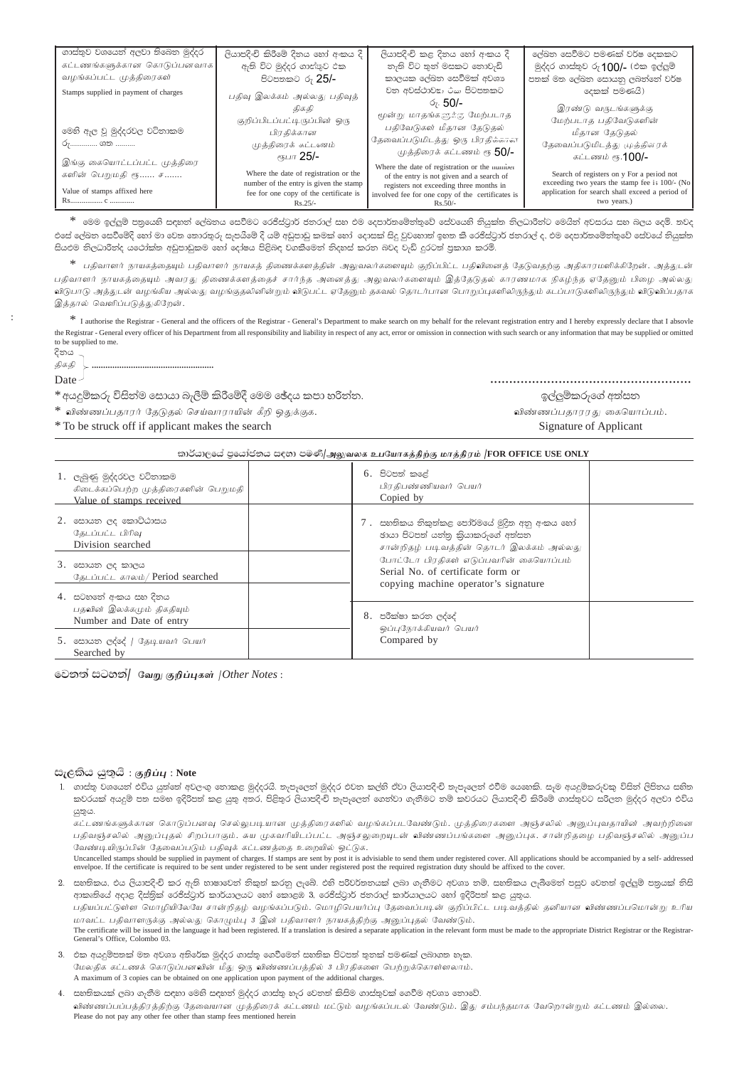| | | | |
|---|---|---|---|
| ගාස්තුව වශයෙන් අලවා තිබෙන මුද්දර<br>கட்டணங்களுக்கான கொடுப்பனவாக வழங்கப்பட்ட முத்திரைகள்<br>Stamps supplied in payment of charges<br><br>මෙහි ඇල වූ මුද්දරවල වටිනාකම<br>රු............. ශත ..........<br>இங்கு கையொட்டப்பட்ட முத்திரைகளின் பெறுமதி ரூ...... ச.......<br>Value of stamps affixed here<br>Rs................ c ............. | ලියාපදිංචි කිරීමේ දිනය හෝ අංකය දී ඇති විට මුද්දර ගාස්තුව එක පිටපතකට රු 25/-<br>பதிவு இலக்கம் அல்லது பதிவுத் திகதி குறிப்பிடப்பட்டிருப்பின் ஒரு பிரதிக்கான முத்திரைக் கட்டணம் ரூபா 25/-<br>Where the date of registration or the number of the entry is given the stamp fee for one copy of the certificate is Rs.25/- | ලියාපදිංචි කළ දිනය හෝ අංකය දී නැති විට තුන් මසකට නොවැඩි කාලයක ලේඛන සෙවීමක් අවශ්‍ය වන අවස්ථාවක එක පිටපතකට රු 50/-<br>மூன்று மாதங்களுக்கு மேற்படாத பதிவேடுகள் மீதான தேடுதல் தேவைப்படுமிடத்து ஒரு பிரதிக்கான முத்திரைக் கட்டணம் ரூ 50/-<br>Where the date of registration or the number of the entry is not given and a search of registers not exceeding three months in involved fee for one copy of the certificates is Rs.50/- | ලේඛන සෙවීමට පමණක් වර්ෂ දෙකකට මුද්දර ගාස්තුව රු 100/- (එක ඉල්ලුම් පතක් මත ලේඛන සොයනු ලබන්නේ වර්ෂ දෙකක් පමණයි)<br>இரண்டு வருடங்களுக்கு மேற்படாத பதிவேடுகளின் மீதான தேடுதல் தேவைப்படுமிடத்து முத்திரைக் கட்டணம் ரூ.100/-<br>Search of registers on y For a period not exceeding two years the stamp fee is 100/- (No application for search shall exceed a period of two years.) |

\* මෙම ඉල්ලුම් පත්‍රයෙහි සඳහන් ලේඛනය සෙවීමට රෙජිස්ට්‍රාර් ජනරාල් සහ එම දෙපාර්තමේන්තුවේ සේවයෙහි නියුක්ත නිලධාරීන්ට මෙයින් අවසරය සහ බලය දෙමි. තවද එසේ ලේඛන සෙවීමේදී හෝ මා වෙත තොරතුරු සැපයීමේ දී යම් අඩුපාඩු කමක් හෝ දොෂයක් සිදු වුවහොත් ඉහත කී රෙජිස්ට්‍රාර් ජනරාල් ද, එම දෙපාර්තමේන්තුවේ සේවයේ නියුක්ත සියළුම නිලධාරීන්ද යථෝක්ත අඩුපාඩුකම හෝ දෝෂය පිළිබඳ වගකීමෙන් නිදහස් කරන බවද වැඩි දුරටත් ප්‍රකාශ කරමි.

\* பதிவாளர் நாயகத்தையும் பதிவாளர் நாயகத் திணைக்களத்தின் அலுவலர்களையும் குறிப்பிட்ட பதிவினைத் தேடுவதற்கு அதிகாரமளிக்கிறேன். அத்துடன் பதிவாளர் நாயகத்தையும் அவரது திணைக்களத்தைச் சார்ந்த அனைத்து அலுவலர்களையும் இத்தேடுதல் காரணமாக நிகழ்ந்த ஏதேனும் பிழை அல்லது விடுபாடு அத்துடன் வழங்கிய அல்லது வழங்குதலினின்றும் விடுபட்ட ஏதேனும் தகவல் தொடர்பான பொறுப்புகளிலிருந்தும் கடப்பாடுகளிலிருந்தும் விடுவிப்பதாக இத்தால் வெளிப்படுத்துகிறேன்.

\* I authorise the Registrar - General and the officers of the Registrar - General's Department to make search on my behalf for the relevant registration entry and I hereby expressly declare that I absolve the Registrar - General every officer of his Departrnent from all responsibility and liability in respect of any act, error or omission in connection with such search or any information that may be supplied or omitted to be supplied to me.

දිනය
திகதி ....................................................
Date

....................................................
ඉල්ලුම්කරුගේ අත්සන
விண்ணப்பதாரரது கையொப்பம்.
Signature of Applicant

\* අයදුම්කරු විසින්ම සොයා බැලීම් කිරීමේදී මෙම ඡේදය කපා හරින්න.
\* விண்ணப்பதாரர் தேடுதல் செய்வாராயின் கீறி ஒதுக்குக.
\* To be struck off if applicant makes the search

**කාර්යාලයේ ප්‍රයෝජනය සඳහා පමණි/அலுவலக உபயோகத்திற்கு மாத்திரம் /FOR OFFICE USE ONLY**

| | | | |
|---|---|---|---|
| 1. ලැබුණු මුද්දරවල වටිනාකම<br>கிடைக்கப்பெற்ற முத்திரைகளின் பெறுமதி<br>Value of stamps received | | 6. පිටපත් කළේ<br>பிரதிபண்ணியவர் பெயர்<br>Copied by | |
| 2. සොයන ලද කොට්ඨාසය<br>தேடப்பட்ட பிரிவு<br>Division searched | | 7. සහතිකය නිකුත්කළ පෝර්මයේ මුද්‍රිත අනු අංකය හෝ ඡායා පිටපත් යන්ත්‍ර ක්‍රියාකරුගේ අත්සන<br>சான்றிதழ் படிவத்தின் தொடர் இலக்கம் அல்லது போட்டோ பிரதிகள் எடுப்பவரின் கையொப்பம்<br>Serial No. of certificate form or copying machine operator's signature | |
| 3. සොයන ලද කාලය<br>தேடப்பட்ட காலம்/ Period searched | | | |
| 4. සටහනේ අංකය සහ දිනය<br>பதிவின் இலக்கமும் திகதியும்<br>Number and Date of entry | | 8. පරීක්ෂා කරන ලද්දේ<br>ஒப்புநோக்கியவர் பெயர்<br>Compared by | |
| 5. සොයන ලද්දේ / தேடியவர் பெயர்<br>Searched by | | | |

වෙනත් සටහන්/ வேறு குறிப்புகள் /*Other Notes* :

**සැළකිය යුතුයි : குறிப்பு : Note**

1. ගාස්තු වශයෙන් එවිය යුත්තේ අවලංගු නොකළ මුද්දරයි. තැපෑලෙන් මුද්දර එවන කල්හි ඒවා ලියාපදිංචි තැපෑලෙන් එවීම යෝග්‍යයි. සෑම අයදුම්කරුවකු විසින් ලිපිනය සහිත කවරයක් අයදුම් පත සමඟ ඉදිරිපත් කළ යුතු අතර, පිළිතුර ලියාපදිංචි තැපෑලෙන් ගෙන්වා ගැනීමට නම් කවරයට ලියාපදිංචි කිරීමේ ගාස්තුවට සරිලන මුද්දර අලවා එවිය යුතුය.
கட்டணங்களுக்கான கொடுப்பனவு செல்லுபடியான முத்திரைகளில் வழங்கப்படவேண்டும். முத்திரைகளை அஞ்சலில் அனுப்புவதாயின் அவற்றினை பதிவஞ்சலில் அனுப்புதல் சிறப்பாகும். சுய முகவரியிடப்பட்ட அஞ்சலுறையுடன் விண்ணப்பங்களை அனுப்புக. சான்றிதழை பதிவஞ்சலில் அனுப்ப வேண்டியிருப்பின் தேவைப்படும் பதிவுக் கட்டணத்தை உறையில் ஒட்டுக.
Uncancelled stamps should be supplied in payment of charges. If stamps are sent by post it is advisible to send them under registered cover. All applications should be accompanied by a self- addressed envelpoe. If the certificate is required to be sent under registered to be sent under registered post the required registration duty should be affixed to the cover.

2. සහතිකය, එය ලියාපදිංචි කර ඇති භාෂාවෙන් නිකුත් කරනු ලැබේ. එහි පරිවර්තනයක් ලබා ගැනීමට අවශ්‍ය නම්, සහතිකය ලැබීමෙන් පසුව වෙනත් ඉල්ලුම් පත්‍රයක් නිසි ආකෘතියේ අදාළ දිස්ත්‍රික් රෙජිස්ට්‍රාර් කාර්යාලයට හෝ කොළඹ 3, රෙජිස්ට්‍රාර් ජනරාල් කාර්යාලයට හෝ ඉදිරිපත් කළ යුතුය.
பதியப்பட்டுள்ள மொழியிலேயே சான்றிதழ் வழங்கப்படும். மொழிபெயர்ப்பு தேவைப்படின் குறிப்பிட்ட படிவத்தில் தனியான விண்ணப்பமொன்று உரிய மாவட்ட பதிவாளருக்கு அல்லது கொழும்பு 3 இன் பதிவாளர் நாயகத்திற்கு அனுப்புதல் வேண்டும்.
The certificate will be issued in the language it had been registered. If a translation is desired a separate application in the relevant form must be made to the appropriate District Registrar or the Registrar-General's Office, Colombo 03.

3. එක අයදුම්පතක් මත අවශ්‍ය අතිරේක මුද්දර ගාස්තු ගෙවීමෙන් සහතික පිටපත් තුනක් පමණක් ලබාගත හැක.
மேலதிக கட்டணக் கொடுப்பனவின் மீது ஒரு விண்ணப்பத்தில் 3 பிரதிகளை பெற்றுக்கொள்ளலாம்.
A maximum of 3 copies can be obtained on one application upon payment of the additional charges.

4. සහතිකයක් ලබා ගැනීම සඳහා මෙහි සඳහන් මුද්දර ගාස්තු හැර වෙනත් කිසිම ගාස්තුවක් ගෙවීම අවශ්‍ය නොවේ.
விண்ணப்பப்பத்திரத்திற்கு தேவையான முத்திரைக் கட்டணம் மட்டும் வழங்கப்படல் வேண்டும். இது சம்பந்தமாக வேறொன்றும் கட்டணம் இல்லை.
Please do not pay any other fee other than stamp fees mentioned herein